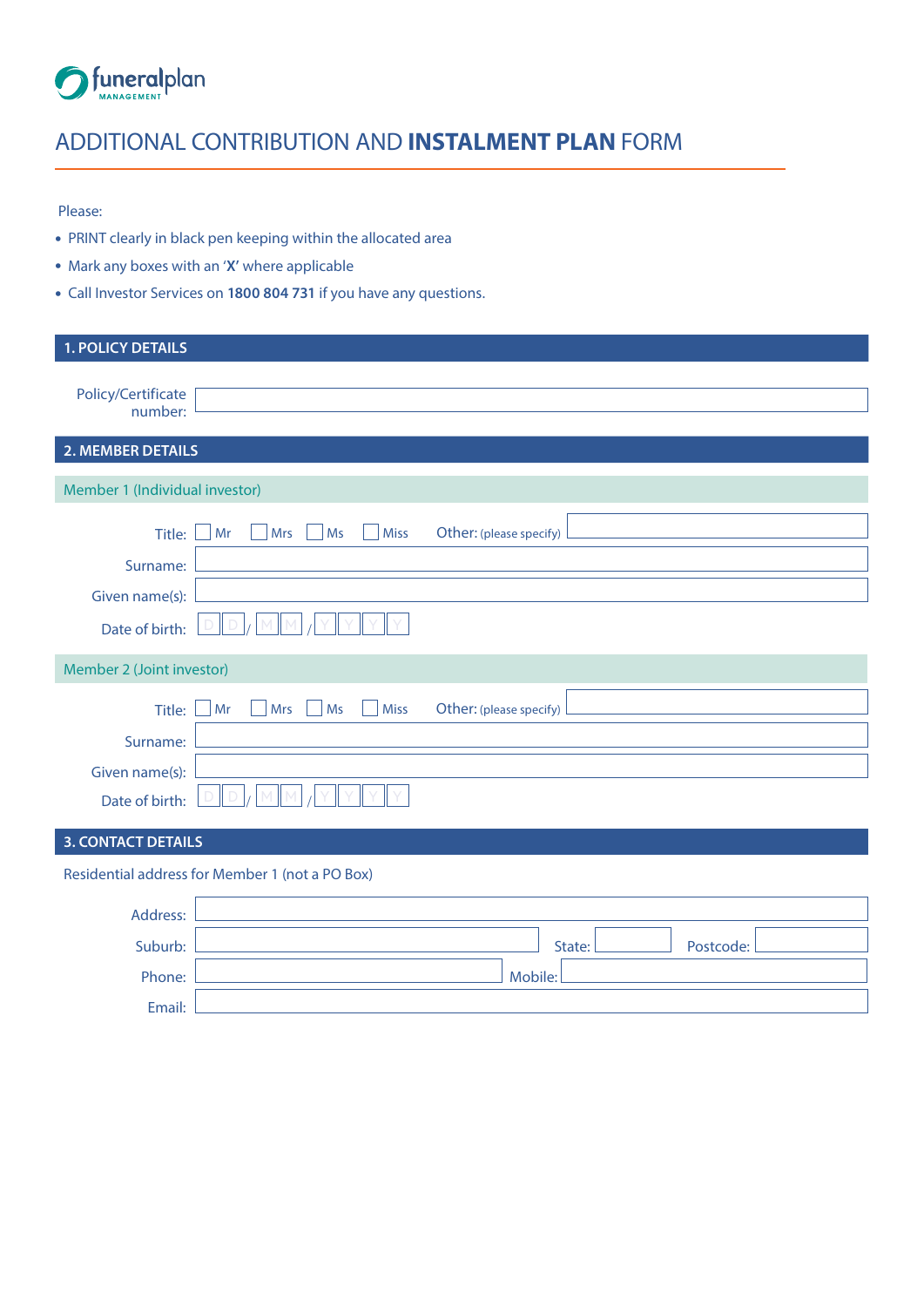funeralplan MANAGEMENT

# ADDITIONAL CONTRIBUTION AND **INSTALMENT PLAN** FORM

Please:

- PRINT clearly in black pen keeping within the allocated area
- Mark any boxes with an '**X**' where applicable
- Call Investor Services on **1800 804 731** if you have any questions.

## 1. POLICY DETAILS

Policy/Certificate number:

## 2. MEMBER DETAILS

### Member 1 (Individual investor)

Title: ☐ Mr ☐ Mrs ☐ Ms ☐ Miss Other: (please specify)

Surname:

Given name(s):

Date of birth: D D / M M / Y Y Y Y

### Member 2 (Joint investor)

Title: ☐ Mr ☐ Mrs ☐ Ms ☐ Miss Other: (please specify)

Surname:

Given name(s):

Date of birth: D D / M M / Y Y Y Y

## 3. CONTACT DETAILS

Residential address for Member 1 (not a PO Box)

Address:

Suburb: State: Postcode:

Phone: Mobile:

Email: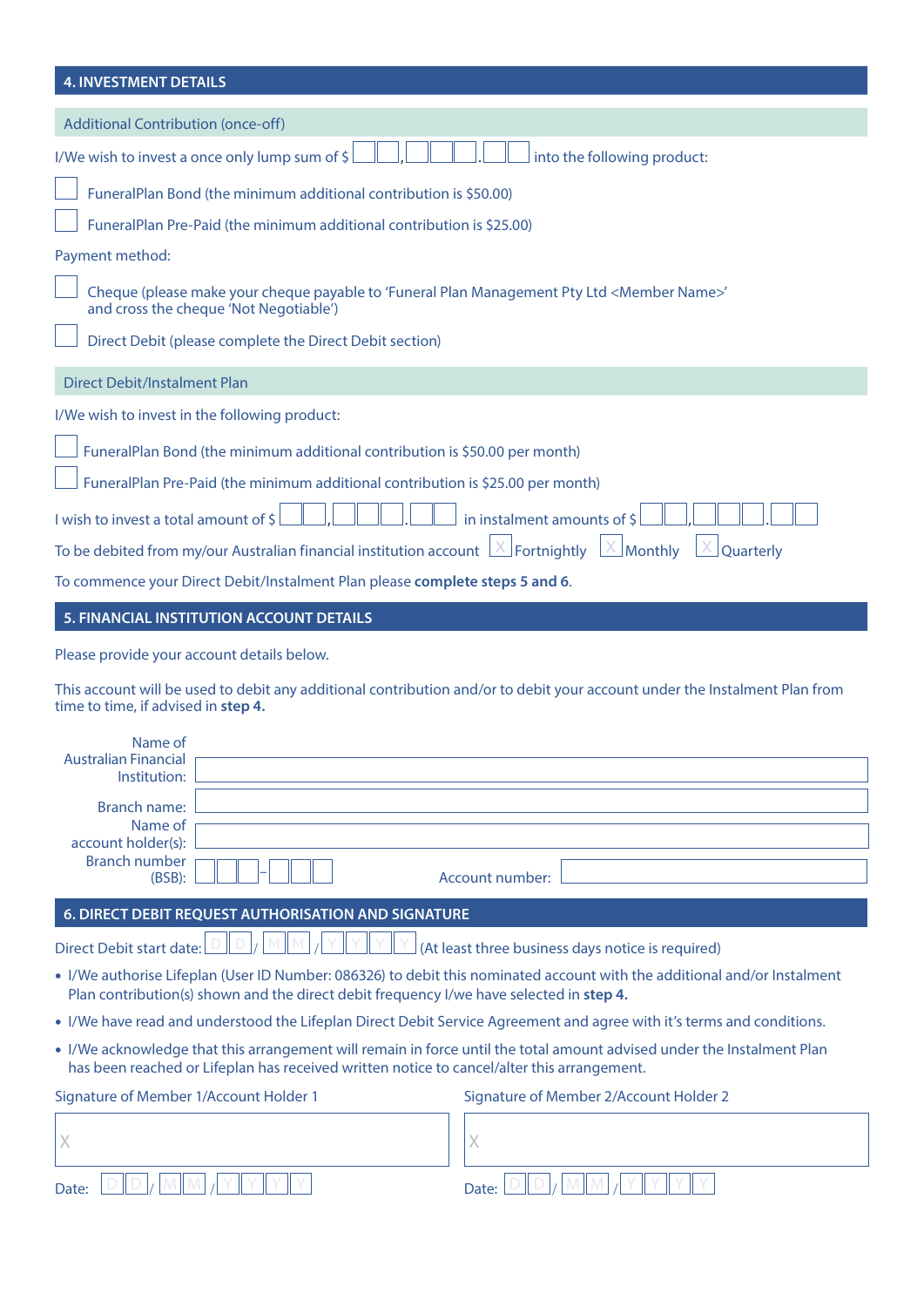## 4. INVESTMENT DETAILS

### Additional Contribution (once-off)

I/We wish to invest a once only lump sum of $ ☐☐,☐☐☐.☐☐ into the following product:

☐ FuneralPlan Bond (the minimum additional contribution is $50.00)

☐ FuneralPlan Pre-Paid (the minimum additional contribution is $25.00)

Payment method:

☐ Cheque (please make your cheque payable to 'Funeral Plan Management Pty Ltd <Member Name>' and cross the cheque 'Not Negotiable')

☐ Direct Debit (please complete the Direct Debit section)

### Direct Debit/Instalment Plan

I/We wish to invest in the following product:

☐ FuneralPlan Bond (the minimum additional contribution is $50.00 per month)

☐ FuneralPlan Pre-Paid (the minimum additional contribution is $25.00 per month)

I wish to invest a total amount of $ ☐☐,☐☐☐.☐☐ in instalment amounts of $ ☐☐,☐☐☐.☐☐

To be debited from my/our Australian financial institution account ☐ Fortnightly ☐ Monthly ☐ Quarterly

To commence your Direct Debit/Instalment Plan please **complete steps 5 and 6**.

## 5. FINANCIAL INSTITUTION ACCOUNT DETAILS

Please provide your account details below.

This account will be used to debit any additional contribution and/or to debit your account under the Instalment Plan from time to time, if advised in **step 4.**

Name of Australian Financial Institution: ____________________

Branch name: ____________________

Name of account holder(s): ____________________

Branch number (BSB): ☐☐☐-☐☐☐ Account number: ____________________

## 6. DIRECT DEBIT REQUEST AUTHORISATION AND SIGNATURE

Direct Debit start date: DD/MM/YYYY (At least three business days notice is required)

- I/We authorise Lifeplan (User ID Number: 086326) to debit this nominated account with the additional and/or Instalment Plan contribution(s) shown and the direct debit frequency I/we have selected in **step 4.**
- I/We have read and understood the Lifeplan Direct Debit Service Agreement and agree with it's terms and conditions.
- I/We acknowledge that this arrangement will remain in force until the total amount advised under the Instalment Plan has been reached or Lifeplan has received written notice to cancel/alter this arrangement.

| Signature of Member 1/Account Holder 1 | Signature of Member 2/Account Holder 2 |
|---|---|
| X | X |
| Date: DD/MM/YYYY | Date: DD/MM/YYYY |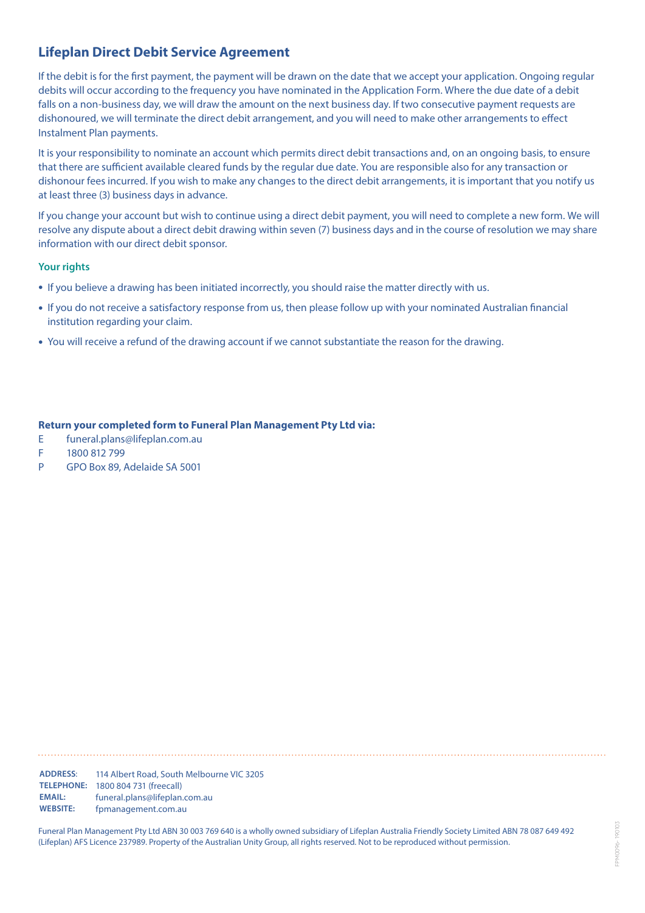## Lifeplan Direct Debit Service Agreement

If the debit is for the first payment, the payment will be drawn on the date that we accept your application. Ongoing regular debits will occur according to the frequency you have nominated in the Application Form. Where the due date of a debit falls on a non-business day, we will draw the amount on the next business day. If two consecutive payment requests are dishonoured, we will terminate the direct debit arrangement, and you will need to make other arrangements to effect Instalment Plan payments.

It is your responsibility to nominate an account which permits direct debit transactions and, on an ongoing basis, to ensure that there are sufficient available cleared funds by the regular due date. You are responsible also for any transaction or dishonour fees incurred. If you wish to make any changes to the direct debit arrangements, it is important that you notify us at least three (3) business days in advance.

If you change your account but wish to continue using a direct debit payment, you will need to complete a new form. We will resolve any dispute about a direct debit drawing within seven (7) business days and in the course of resolution we may share information with our direct debit sponsor.

### Your rights

- If you believe a drawing has been initiated incorrectly, you should raise the matter directly with us.
- If you do not receive a satisfactory response from us, then please follow up with your nominated Australian financial institution regarding your claim.
- You will receive a refund of the drawing account if we cannot substantiate the reason for the drawing.

**Return your completed form to Funeral Plan Management Pty Ltd via:**

E funeral.plans@lifeplan.com.au
F 1800 812 799
P GPO Box 89, Adelaide SA 5001

**ADDRESS:** 114 Albert Road, South Melbourne VIC 3205
**TELEPHONE:** 1800 804 731 (freecall)
**EMAIL:** funeral.plans@lifeplan.com.au
**WEBSITE:** fpmanagement.com.au

Funeral Plan Management Pty Ltd ABN 30 003 769 640 is a wholly owned subsidiary of Lifeplan Australia Friendly Society Limited ABN 78 087 649 492 (Lifeplan) AFS Licence 237989. Property of the Australian Unity Group, all rights reserved. Not to be reproduced without permission.

FPM0096- 190103